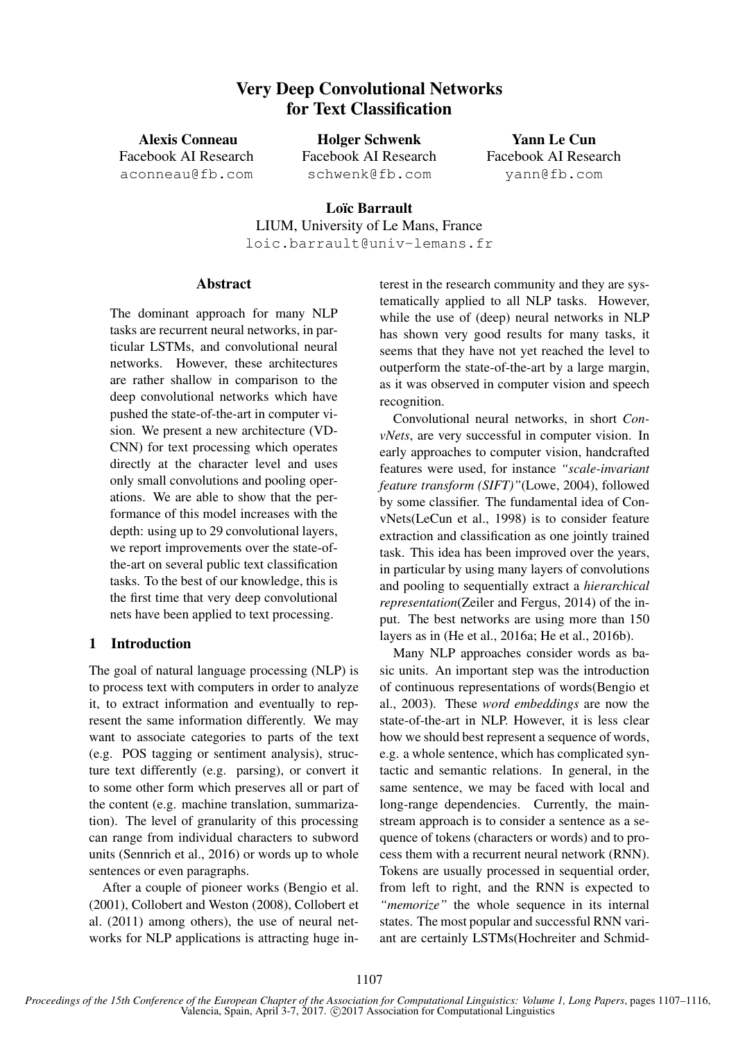# Very Deep Convolutional Networks for Text Classification

**Alexis Conneau**
Facebook AI Research
aconneau@fb.com

**Holger Schwenk**
Facebook AI Research
schwenk@fb.com

**Yann Le Cun**
Facebook AI Research
yann@fb.com

**Loïc Barrault**
LIUM, University of Le Mans, France
loic.barrault@univ-lemans.fr

## Abstract

The dominant approach for many NLP tasks are recurrent neural networks, in particular LSTMs, and convolutional neural networks. However, these architectures are rather shallow in comparison to the deep convolutional networks which have pushed the state-of-the-art in computer vision. We present a new architecture (VD-CNN) for text processing which operates directly at the character level and uses only small convolutions and pooling operations. We are able to show that the performance of this model increases with the depth: using up to 29 convolutional layers, we report improvements over the state-of-the-art on several public text classification tasks. To the best of our knowledge, this is the first time that very deep convolutional nets have been applied to text processing.

## 1 Introduction

The goal of natural language processing (NLP) is to process text with computers in order to analyze it, to extract information and eventually to represent the same information differently. We may want to associate categories to parts of the text (e.g. POS tagging or sentiment analysis), structure text differently (e.g. parsing), or convert it to some other form which preserves all or part of the content (e.g. machine translation, summarization). The level of granularity of this processing can range from individual characters to subword units (Sennrich et al., 2016) or words up to whole sentences or even paragraphs.

After a couple of pioneer works (Bengio et al. (2001), Collobert and Weston (2008), Collobert et al. (2011) among others), the use of neural networks for NLP applications is attracting huge interest in the research community and they are systematically applied to all NLP tasks. However, while the use of (deep) neural networks in NLP has shown very good results for many tasks, it seems that they have not yet reached the level to outperform the state-of-the-art by a large margin, as it was observed in computer vision and speech recognition.

Convolutional neural networks, in short *ConvNets*, are very successful in computer vision. In early approaches to computer vision, handcrafted features were used, for instance *"scale-invariant feature transform (SIFT)"*(Lowe, 2004), followed by some classifier. The fundamental idea of ConvNets(LeCun et al., 1998) is to consider feature extraction and classification as one jointly trained task. This idea has been improved over the years, in particular by using many layers of convolutions and pooling to sequentially extract a *hierarchical representation*(Zeiler and Fergus, 2014) of the input. The best networks are using more than 150 layers as in (He et al., 2016a; He et al., 2016b).

Many NLP approaches consider words as basic units. An important step was the introduction of continuous representations of words(Bengio et al., 2003). These *word embeddings* are now the state-of-the-art in NLP. However, it is less clear how we should best represent a sequence of words, e.g. a whole sentence, which has complicated syntactic and semantic relations. In general, in the same sentence, we may be faced with local and long-range dependencies. Currently, the mainstream approach is to consider a sentence as a sequence of tokens (characters or words) and to process them with a recurrent neural network (RNN). Tokens are usually processed in sequential order, from left to right, and the RNN is expected to *"memorize"* the whole sequence in its internal states. The most popular and successful RNN variant are certainly LSTMs(Hochreiter and Schmid-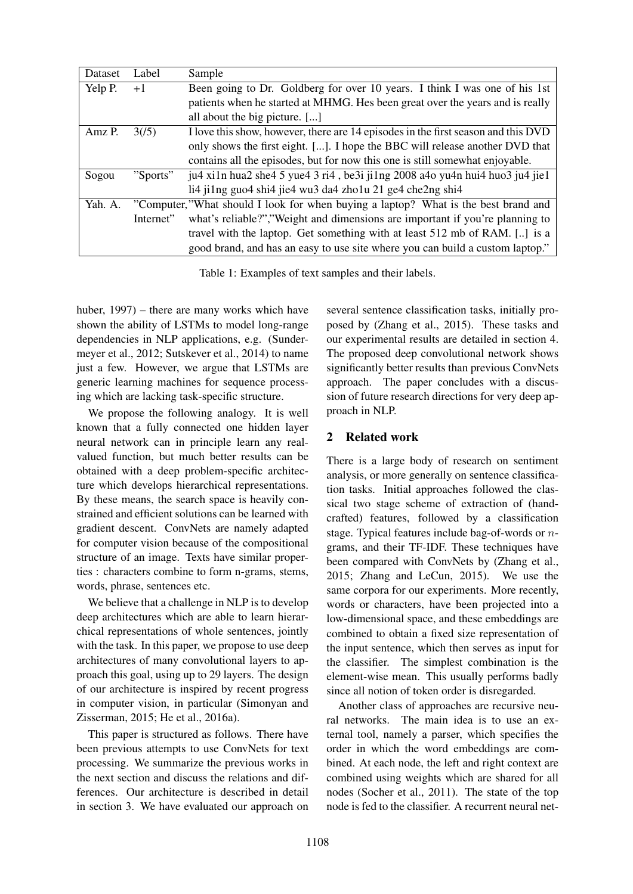| Dataset | Label | Sample |
|---|---|---|
| Yelp P. | +1 | Been going to Dr. Goldberg for over 10 years. I think I was one of his 1st patients when he started at MHMG. Hes been great over the years and is really all about the big picture. [...] |
| Amz P. | 3(/5) | I love this show, however, there are 14 episodes in the first season and this DVD only shows the first eight. [...]. I hope the BBC will release another DVD that contains all the episodes, but for now this one is still somewhat enjoyable. |
| Sogou | "Sports" | ju4 xi1n hua2 she4 5 yue4 3 ri4 , be3i ji1ng 2008 a4o yu4n hui4 huo3 ju4 jie1 li4 ji1ng guo4 shi4 jie4 wu3 da4 zho1u 21 ge4 che2ng shi4 |
| Yah. A. | "Computer, Internet" | "What should I look for when buying a laptop? What is the best brand and what's reliable?","Weight and dimensions are important if you're planning to travel with the laptop. Get something with at least 512 mb of RAM. [..] is a good brand, and has an easy to use site where you can build a custom laptop." |

Table 1: Examples of text samples and their labels.

huber, 1997) – there are many works which have shown the ability of LSTMs to model long-range dependencies in NLP applications, e.g. (Sundermeyer et al., 2012; Sutskever et al., 2014) to name just a few. However, we argue that LSTMs are generic learning machines for sequence processing which are lacking task-specific structure.

We propose the following analogy. It is well known that a fully connected one hidden layer neural network can in principle learn any real-valued function, but much better results can be obtained with a deep problem-specific architecture which develops hierarchical representations. By these means, the search space is heavily constrained and efficient solutions can be learned with gradient descent. ConvNets are namely adapted for computer vision because of the compositional structure of an image. Texts have similar properties : characters combine to form n-grams, stems, words, phrase, sentences etc.

We believe that a challenge in NLP is to develop deep architectures which are able to learn hierarchical representations of whole sentences, jointly with the task. In this paper, we propose to use deep architectures of many convolutional layers to approach this goal, using up to 29 layers. The design of our architecture is inspired by recent progress in computer vision, in particular (Simonyan and Zisserman, 2015; He et al., 2016a).

This paper is structured as follows. There have been previous attempts to use ConvNets for text processing. We summarize the previous works in the next section and discuss the relations and differences. Our architecture is described in detail in section 3. We have evaluated our approach on several sentence classification tasks, initially proposed by (Zhang et al., 2015). These tasks and our experimental results are detailed in section 4. The proposed deep convolutional network shows significantly better results than previous ConvNets approach. The paper concludes with a discussion of future research directions for very deep approach in NLP.

## 2 Related work

There is a large body of research on sentiment analysis, or more generally on sentence classification tasks. Initial approaches followed the classical two stage scheme of extraction of (hand-crafted) features, followed by a classification stage. Typical features include bag-of-words or $n$-grams, and their TF-IDF. These techniques have been compared with ConvNets by (Zhang et al., 2015; Zhang and LeCun, 2015). We use the same corpora for our experiments. More recently, words or characters, have been projected into a low-dimensional space, and these embeddings are combined to obtain a fixed size representation of the input sentence, which then serves as input for the classifier. The simplest combination is the element-wise mean. This usually performs badly since all notion of token order is disregarded.

Another class of approaches are recursive neural networks. The main idea is to use an external tool, namely a parser, which specifies the order in which the word embeddings are combined. At each node, the left and right context are combined using weights which are shared for all nodes (Socher et al., 2011). The state of the top node is fed to the classifier. A recurrent neural net-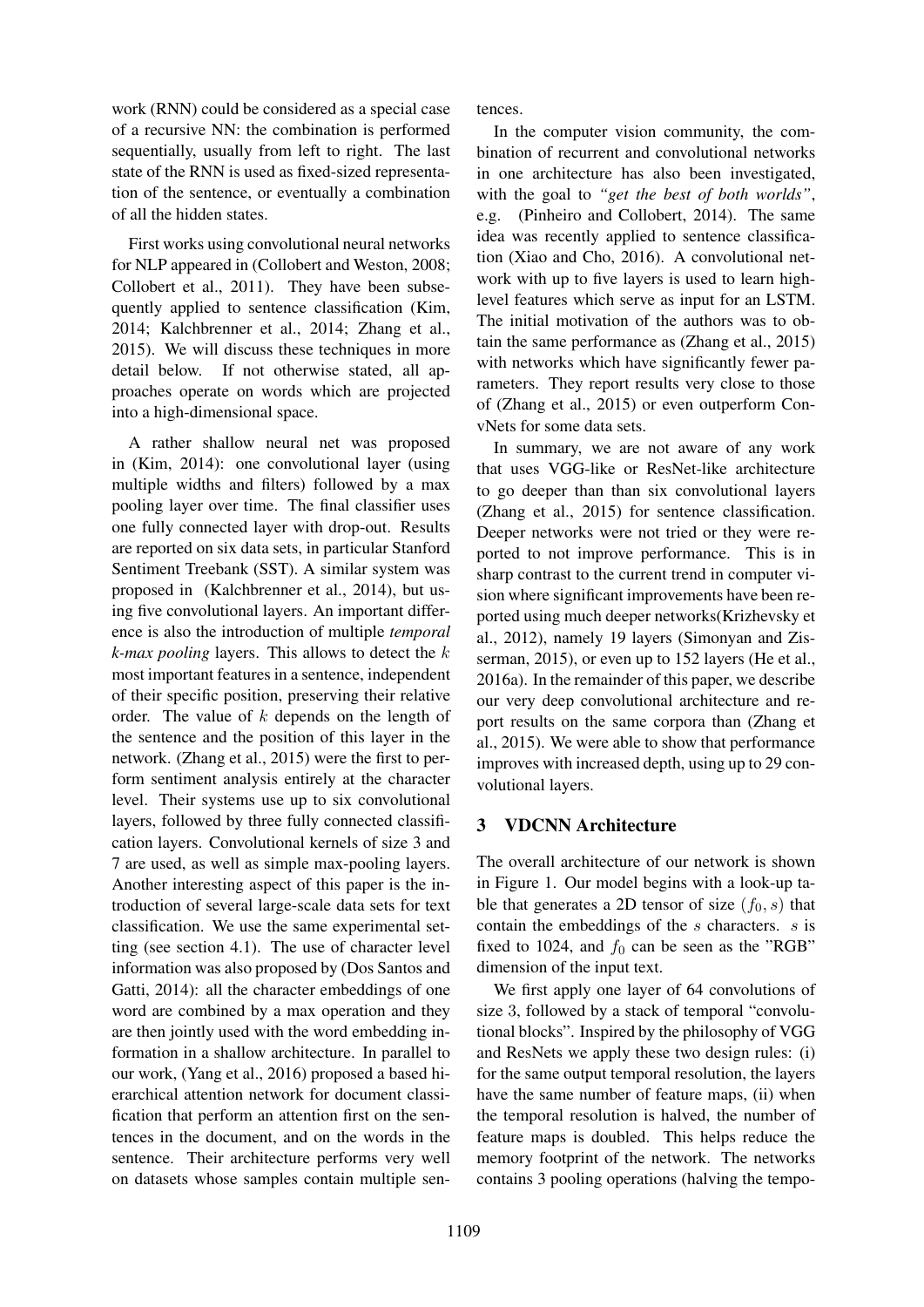work (RNN) could be considered as a special case of a recursive NN: the combination is performed sequentially, usually from left to right. The last state of the RNN is used as fixed-sized representation of the sentence, or eventually a combination of all the hidden states.

First works using convolutional neural networks for NLP appeared in (Collobert and Weston, 2008; Collobert et al., 2011). They have been subsequently applied to sentence classification (Kim, 2014; Kalchbrenner et al., 2014; Zhang et al., 2015). We will discuss these techniques in more detail below. If not otherwise stated, all approaches operate on words which are projected into a high-dimensional space.

A rather shallow neural net was proposed in (Kim, 2014): one convolutional layer (using multiple widths and filters) followed by a max pooling layer over time. The final classifier uses one fully connected layer with drop-out. Results are reported on six data sets, in particular Stanford Sentiment Treebank (SST). A similar system was proposed in (Kalchbrenner et al., 2014), but using five convolutional layers. An important difference is also the introduction of multiple *temporal k-max pooling* layers. This allows to detect the $k$ most important features in a sentence, independent of their specific position, preserving their relative order. The value of $k$ depends on the length of the sentence and the position of this layer in the network. (Zhang et al., 2015) were the first to perform sentiment analysis entirely at the character level. Their systems use up to six convolutional layers, followed by three fully connected classification layers. Convolutional kernels of size 3 and 7 are used, as well as simple max-pooling layers. Another interesting aspect of this paper is the introduction of several large-scale data sets for text classification. We use the same experimental setting (see section 4.1). The use of character level information was also proposed by (Dos Santos and Gatti, 2014): all the character embeddings of one word are combined by a max operation and they are then jointly used with the word embedding information in a shallow architecture. In parallel to our work, (Yang et al., 2016) proposed a based hierarchical attention network for document classification that perform an attention first on the sentences in the document, and on the words in the sentence. Their architecture performs very well on datasets whose samples contain multiple sentences.

In the computer vision community, the combination of recurrent and convolutional networks in one architecture has also been investigated, with the goal to *"get the best of both worlds"*, e.g. (Pinheiro and Collobert, 2014). The same idea was recently applied to sentence classification (Xiao and Cho, 2016). A convolutional network with up to five layers is used to learn high-level features which serve as input for an LSTM. The initial motivation of the authors was to obtain the same performance as (Zhang et al., 2015) with networks which have significantly fewer parameters. They report results very close to those of (Zhang et al., 2015) or even outperform ConvNets for some data sets.

In summary, we are not aware of any work that uses VGG-like or ResNet-like architecture to go deeper than than six convolutional layers (Zhang et al., 2015) for sentence classification. Deeper networks were not tried or they were reported to not improve performance. This is in sharp contrast to the current trend in computer vision where significant improvements have been reported using much deeper networks(Krizhevsky et al., 2012), namely 19 layers (Simonyan and Zisserman, 2015), or even up to 152 layers (He et al., 2016a). In the remainder of this paper, we describe our very deep convolutional architecture and report results on the same corpora than (Zhang et al., 2015). We were able to show that performance improves with increased depth, using up to 29 convolutional layers.

## 3 VDCNN Architecture

The overall architecture of our network is shown in Figure 1. Our model begins with a look-up table that generates a 2D tensor of size $(f_0, s)$ that contain the embeddings of the $s$ characters. $s$ is fixed to 1024, and $f_0$ can be seen as the "RGB" dimension of the input text.

We first apply one layer of 64 convolutions of size 3, followed by a stack of temporal "convolutional blocks". Inspired by the philosophy of VGG and ResNets we apply these two design rules: (i) for the same output temporal resolution, the layers have the same number of feature maps, (ii) when the temporal resolution is halved, the number of feature maps is doubled. This helps reduce the memory footprint of the network. The networks contains 3 pooling operations (halving the tempo-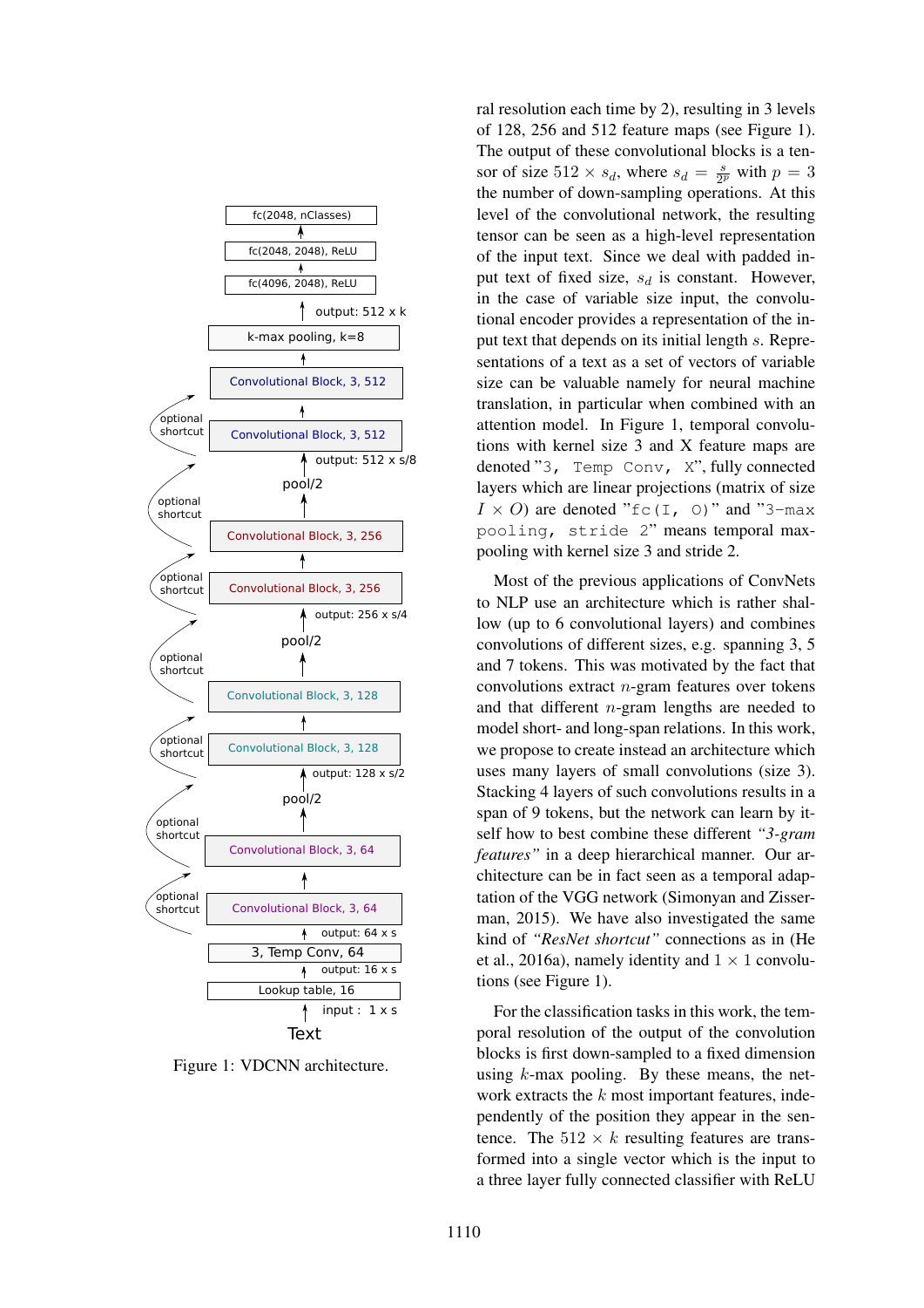Figure 1: VDCNN architecture.

ral resolution each time by 2), resulting in 3 levels of 128, 256 and 512 feature maps (see Figure 1). The output of these convolutional blocks is a tensor of size $512 \times s_d$, where $s_d = \frac{s}{2^p}$ with $p = 3$ the number of down-sampling operations. At this level of the convolutional network, the resulting tensor can be seen as a high-level representation of the input text. Since we deal with padded input text of fixed size, $s_d$ is constant. However, in the case of variable size input, the convolutional encoder provides a representation of the input text that depends on its initial length $s$. Representations of a text as a set of vectors of variable size can be valuable namely for neural machine translation, in particular when combined with an attention model. In Figure 1, temporal convolutions with kernel size 3 and X feature maps are denoted "`3, Temp Conv, X`", fully connected layers which are linear projections (matrix of size $I \times O$) are denoted "`fc(I, O)`" and "`3-max pooling, stride 2`" means temporal max-pooling with kernel size 3 and stride 2.

Most of the previous applications of ConvNets to NLP use an architecture which is rather shallow (up to 6 convolutional layers) and combines convolutions of different sizes, e.g. spanning 3, 5 and 7 tokens. This was motivated by the fact that convolutions extract $n$-gram features over tokens and that different $n$-gram lengths are needed to model short- and long-span relations. In this work, we propose to create instead an architecture which uses many layers of small convolutions (size 3). Stacking 4 layers of such convolutions results in a span of 9 tokens, but the network can learn by itself how to best combine these different *"3-gram features"* in a deep hierarchical manner. Our architecture can be in fact seen as a temporal adaptation of the VGG network (Simonyan and Zisserman, 2015). We have also investigated the same kind of *"ResNet shortcut"* connections as in (He et al., 2016a), namely identity and $1 \times 1$ convolutions (see Figure 1).

For the classification tasks in this work, the temporal resolution of the output of the convolution blocks is first down-sampled to a fixed dimension using $k$-max pooling. By these means, the network extracts the $k$ most important features, independently of the position they appear in the sentence. The $512 \times k$ resulting features are transformed into a single vector which is the input to a three layer fully connected classifier with ReLU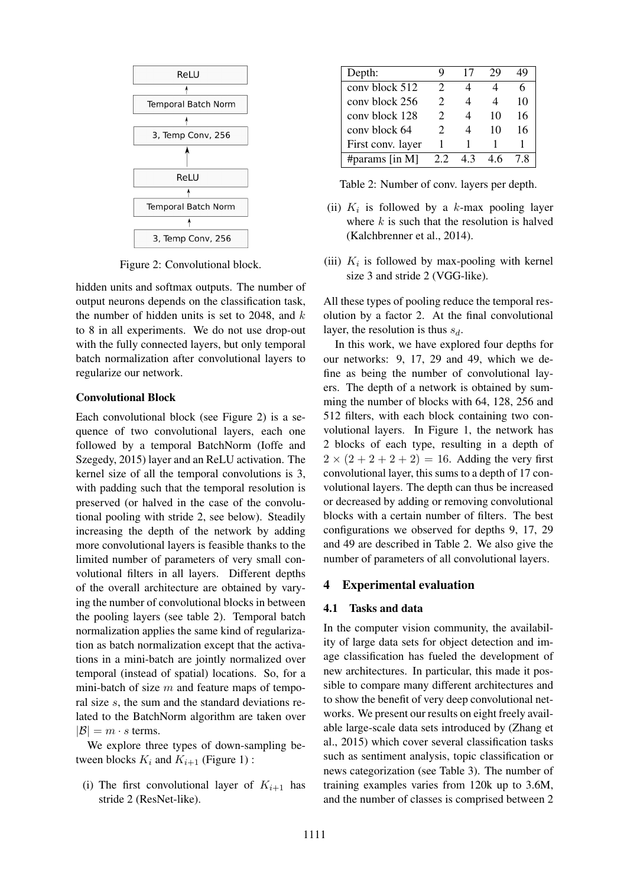ReLU

Temporal Batch Norm

3, Temp Conv, 256

ReLU

Temporal Batch Norm

3, Temp Conv, 256

Figure 2: Convolutional block.

hidden units and softmax outputs. The number of output neurons depends on the classification task, the number of hidden units is set to 2048, and $k$ to 8 in all experiments. We do not use drop-out with the fully connected layers, but only temporal batch normalization after convolutional layers to regularize our network.

### Convolutional Block

Each convolutional block (see Figure 2) is a sequence of two convolutional layers, each one followed by a temporal BatchNorm (Ioffe and Szegedy, 2015) layer and an ReLU activation. The kernel size of all the temporal convolutions is 3, with padding such that the temporal resolution is preserved (or halved in the case of the convolutional pooling with stride 2, see below). Steadily increasing the depth of the network by adding more convolutional layers is feasible thanks to the limited number of parameters of very small convolutional filters in all layers. Different depths of the overall architecture are obtained by varying the number of convolutional blocks in between the pooling layers (see table 2). Temporal batch normalization applies the same kind of regularization as batch normalization except that the activations in a mini-batch are jointly normalized over temporal (instead of spatial) locations. So, for a mini-batch of size $m$ and feature maps of temporal size $s$, the sum and the standard deviations related to the BatchNorm algorithm are taken over $|\mathcal{B}| = m \cdot s$ terms.

We explore three types of down-sampling between blocks $K_i$ and $K_{i+1}$ (Figure 1) :

(i) The first convolutional layer of $K_{i+1}$ has stride 2 (ResNet-like).

(ii) $K_i$ is followed by a $k$-max pooling layer where $k$ is such that the resolution is halved (Kalchbrenner et al., 2014).

(iii) $K_i$ is followed by max-pooling with kernel size 3 and stride 2 (VGG-like).

| Depth: | 9 | 17 | 29 | 49 |
|---|---|---|---|---|
| conv block 512 | 2 | 4 | 4 | 6 |
| conv block 256 | 2 | 4 | 4 | 10 |
| conv block 128 | 2 | 4 | 10 | 16 |
| conv block 64 | 2 | 4 | 10 | 16 |
| First conv. layer | 1 | 1 | 1 | 1 |
| #params [in M] | 2.2 | 4.3 | 4.6 | 7.8 |

Table 2: Number of conv. layers per depth.

All these types of pooling reduce the temporal resolution by a factor 2. At the final convolutional layer, the resolution is thus $s_d$.

In this work, we have explored four depths for our networks: 9, 17, 29 and 49, which we define as being the number of convolutional layers. The depth of a network is obtained by summing the number of blocks with 64, 128, 256 and 512 filters, with each block containing two convolutional layers. In Figure 1, the network has 2 blocks of each type, resulting in a depth of $2 \times (2 + 2 + 2 + 2) = 16$. Adding the very first convolutional layer, this sums to a depth of 17 convolutional layers. The depth can thus be increased or decreased by adding or removing convolutional blocks with a certain number of filters. The best configurations we observed for depths 9, 17, 29 and 49 are described in Table 2. We also give the number of parameters of all convolutional layers.

## 4 Experimental evaluation

### 4.1 Tasks and data

In the computer vision community, the availability of large data sets for object detection and image classification has fueled the development of new architectures. In particular, this made it possible to compare many different architectures and to show the benefit of very deep convolutional networks. We present our results on eight freely available large-scale data sets introduced by (Zhang et al., 2015) which cover several classification tasks such as sentiment analysis, topic classification or news categorization (see Table 3). The number of training examples varies from 120k up to 3.6M, and the number of classes is comprised between 2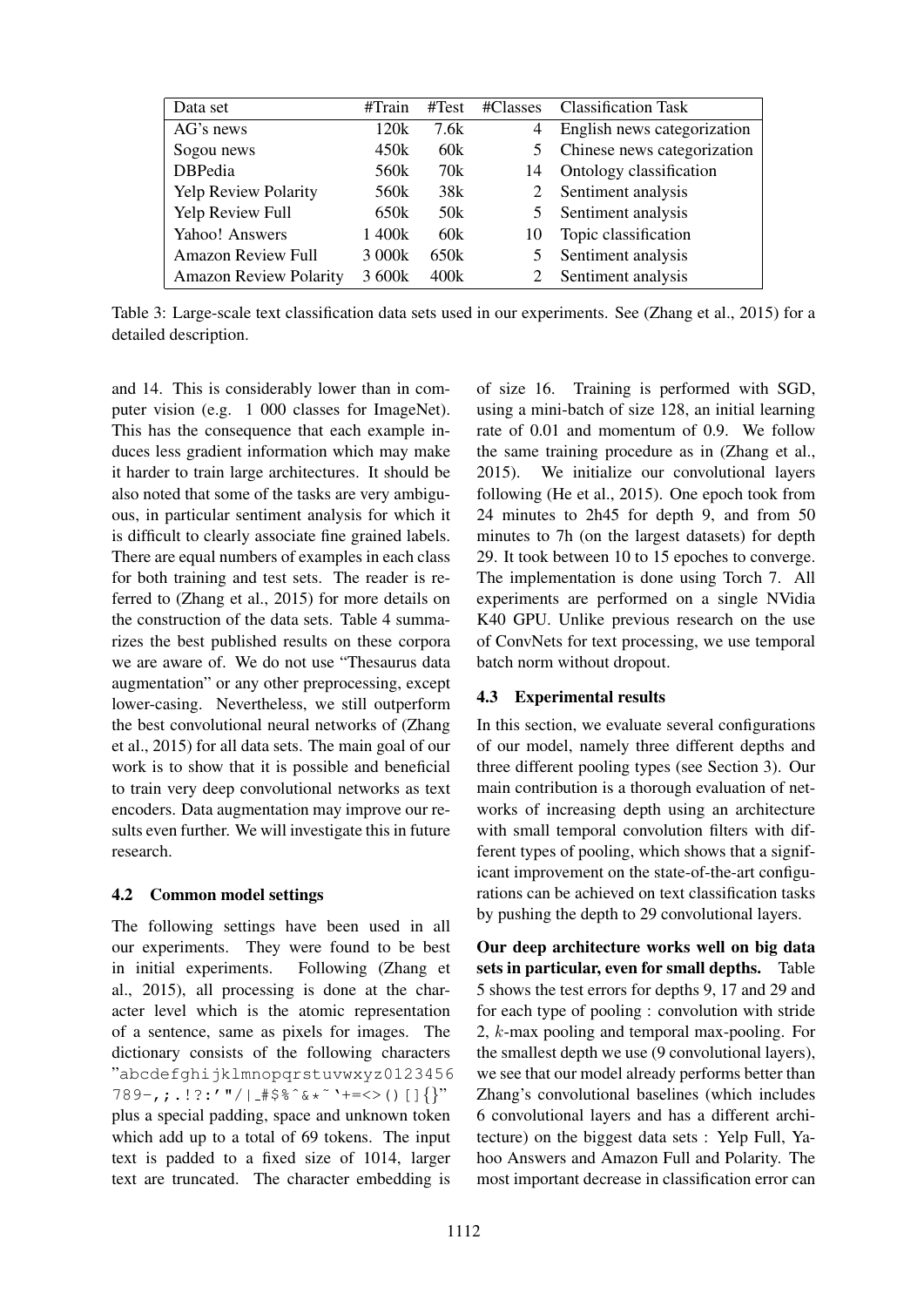| Data set | #Train | #Test | #Classes | Classification Task |
|---|---|---|---|---|
| AG's news | 120k | 7.6k | 4 | English news categorization |
| Sogou news | 450k | 60k | 5 | Chinese news categorization |
| DBPedia | 560k | 70k | 14 | Ontology classification |
| Yelp Review Polarity | 560k | 38k | 2 | Sentiment analysis |
| Yelp Review Full | 650k | 50k | 5 | Sentiment analysis |
| Yahoo! Answers | 1 400k | 60k | 10 | Topic classification |
| Amazon Review Full | 3 000k | 650k | 5 | Sentiment analysis |
| Amazon Review Polarity | 3 600k | 400k | 2 | Sentiment analysis |

Table 3: Large-scale text classification data sets used in our experiments. See (Zhang et al., 2015) for a detailed description.

and 14. This is considerably lower than in computer vision (e.g. 1 000 classes for ImageNet). This has the consequence that each example induces less gradient information which may make it harder to train large architectures. It should be also noted that some of the tasks are very ambiguous, in particular sentiment analysis for which it is difficult to clearly associate fine grained labels. There are equal numbers of examples in each class for both training and test sets. The reader is referred to (Zhang et al., 2015) for more details on the construction of the data sets. Table 4 summarizes the best published results on these corpora we are aware of. We do not use "Thesaurus data augmentation" or any other preprocessing, except lower-casing. Nevertheless, we still outperform the best convolutional neural networks of (Zhang et al., 2015) for all data sets. The main goal of our work is to show that it is possible and beneficial to train very deep convolutional networks as text encoders. Data augmentation may improve our results even further. We will investigate this in future research.

### 4.2 Common model settings

The following settings have been used in all our experiments. They were found to be best in initial experiments. Following (Zhang et al., 2015), all processing is done at the character level which is the atomic representation of a sentence, same as pixels for images. The dictionary consists of the following characters "abcdefghijklmnopqrstuvwxyz0123456789-,;.!?:'"/|_#$%ˆ&*˜'+=<>()[]{}" plus a special padding, space and unknown token which add up to a total of 69 tokens. The input text is padded to a fixed size of 1014, larger text are truncated. The character embedding is of size 16. Training is performed with SGD, using a mini-batch of size 128, an initial learning rate of 0.01 and momentum of 0.9. We follow the same training procedure as in (Zhang et al., 2015). We initialize our convolutional layers following (He et al., 2015). One epoch took from 24 minutes to 2h45 for depth 9, and from 50 minutes to 7h (on the largest datasets) for depth 29. It took between 10 to 15 epoches to converge. The implementation is done using Torch 7. All experiments are performed on a single NVidia K40 GPU. Unlike previous research on the use of ConvNets for text processing, we use temporal batch norm without dropout.

### 4.3 Experimental results

In this section, we evaluate several configurations of our model, namely three different depths and three different pooling types (see Section 3). Our main contribution is a thorough evaluation of networks of increasing depth using an architecture with small temporal convolution filters with different types of pooling, which shows that a significant improvement on the state-of-the-art configurations can be achieved on text classification tasks by pushing the depth to 29 convolutional layers.

**Our deep architecture works well on big data sets in particular, even for small depths.** Table 5 shows the test errors for depths 9, 17 and 29 and for each type of pooling : convolution with stride 2, $k$-max pooling and temporal max-pooling. For the smallest depth we use (9 convolutional layers), we see that our model already performs better than Zhang's convolutional baselines (which includes 6 convolutional layers and has a different architecture) on the biggest data sets : Yelp Full, Yahoo Answers and Amazon Full and Polarity. The most important decrease in classification error can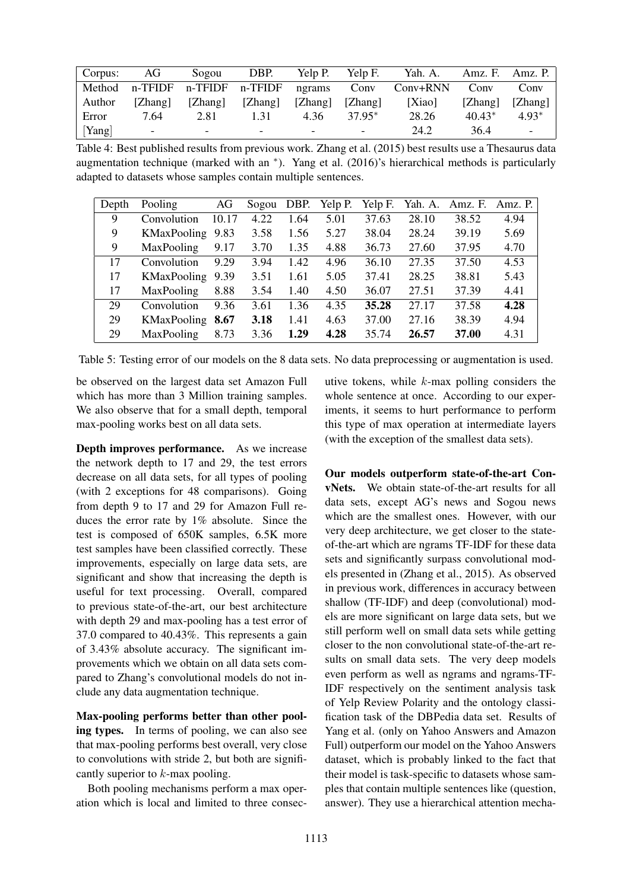| Corpus: | AG | Sogou | DBP. | Yelp P. | Yelp F. | Yah. A. | Amz. F. | Amz. P. |
|---|---|---|---|---|---|---|---|---|
| Method | n-TFIDF | n-TFIDF | n-TFIDF | ngrams | Conv | Conv+RNN | Conv | Conv |
| Author | [Zhang] | [Zhang] | [Zhang] | [Zhang] | [Zhang] | [Xiao] | [Zhang] | [Zhang] |
| Error | 7.64 | 2.81 | 1.31 | 4.36 | 37.95* | 28.26 | 40.43* | 4.93* |
| [Yang] | - | - | - | - | - | 24.2 | 36.4 | - |

Table 4: Best published results from previous work. Zhang et al. (2015) best results use a Thesaurus data augmentation technique (marked with an *). Yang et al. (2016)'s hierarchical methods is particularly adapted to datasets whose samples contain multiple sentences.

| Depth | Pooling | AG | Sogou | DBP. | Yelp P. | Yelp F. | Yah. A. | Amz. F. | Amz. P. |
|---|---|---|---|---|---|---|---|---|---|
| 9 | Convolution | 10.17 | 4.22 | 1.64 | 5.01 | 37.63 | 28.10 | 38.52 | 4.94 |
| 9 | KMaxPooling | 9.83 | 3.58 | 1.56 | 5.27 | 38.04 | 28.24 | 39.19 | 5.69 |
| 9 | MaxPooling | 9.17 | 3.70 | 1.35 | 4.88 | 36.73 | 27.60 | 37.95 | 4.70 |
| 17 | Convolution | 9.29 | 3.94 | 1.42 | 4.96 | 36.10 | 27.35 | 37.50 | 4.53 |
| 17 | KMaxPooling | 9.39 | 3.51 | 1.61 | 5.05 | 37.41 | 28.25 | 38.81 | 5.43 |
| 17 | MaxPooling | 8.88 | 3.54 | 1.40 | 4.50 | 36.07 | 27.51 | 37.39 | 4.41 |
| 29 | Convolution | 9.36 | 3.61 | 1.36 | 4.35 | **35.28** | 27.17 | 37.58 | **4.28** |
| 29 | KMaxPooling | **8.67** | **3.18** | 1.41 | 4.63 | 37.00 | 27.16 | 38.39 | 4.94 |
| 29 | MaxPooling | 8.73 | 3.36 | **1.29** | **4.28** | 35.74 | **26.57** | **37.00** | 4.31 |

Table 5: Testing error of our models on the 8 data sets. No data preprocessing or augmentation is used.

be observed on the largest data set Amazon Full which has more than 3 Million training samples. We also observe that for a small depth, temporal max-pooling works best on all data sets.

**Depth improves performance.** As we increase the network depth to 17 and 29, the test errors decrease on all data sets, for all types of pooling (with 2 exceptions for 48 comparisons). Going from depth 9 to 17 and 29 for Amazon Full reduces the error rate by 1% absolute. Since the test is composed of 650K samples, 6.5K more test samples have been classified correctly. These improvements, especially on large data sets, are significant and show that increasing the depth is useful for text processing. Overall, compared to previous state-of-the-art, our best architecture with depth 29 and max-pooling has a test error of 37.0 compared to 40.43%. This represents a gain of 3.43% absolute accuracy. The significant improvements which we obtain on all data sets compared to Zhang's convolutional models do not include any data augmentation technique.

**Max-pooling performs better than other pooling types.** In terms of pooling, we can also see that max-pooling performs best overall, very close to convolutions with stride 2, but both are significantly superior to $k$-max pooling.

Both pooling mechanisms perform a max operation which is local and limited to three consecutive tokens, while $k$-max polling considers the whole sentence at once. According to our experiments, it seems to hurt performance to perform this type of max operation at intermediate layers (with the exception of the smallest data sets).

**Our models outperform state-of-the-art ConvNets.** We obtain state-of-the-art results for all data sets, except AG's news and Sogou news which are the smallest ones. However, with our very deep architecture, we get closer to the state-of-the-art which are ngrams TF-IDF for these data sets and significantly surpass convolutional models presented in (Zhang et al., 2015). As observed in previous work, differences in accuracy between shallow (TF-IDF) and deep (convolutional) models are more significant on large data sets, but we still perform well on small data sets while getting closer to the non convolutional state-of-the-art results on small data sets. The very deep models even perform as well as ngrams and ngrams-TF-IDF respectively on the sentiment analysis task of Yelp Review Polarity and the ontology classification task of the DBPedia data set. Results of Yang et al. (only on Yahoo Answers and Amazon Full) outperform our model on the Yahoo Answers dataset, which is probably linked to the fact that their model is task-specific to datasets whose samples that contain multiple sentences like (question, answer). They use a hierarchical attention mecha-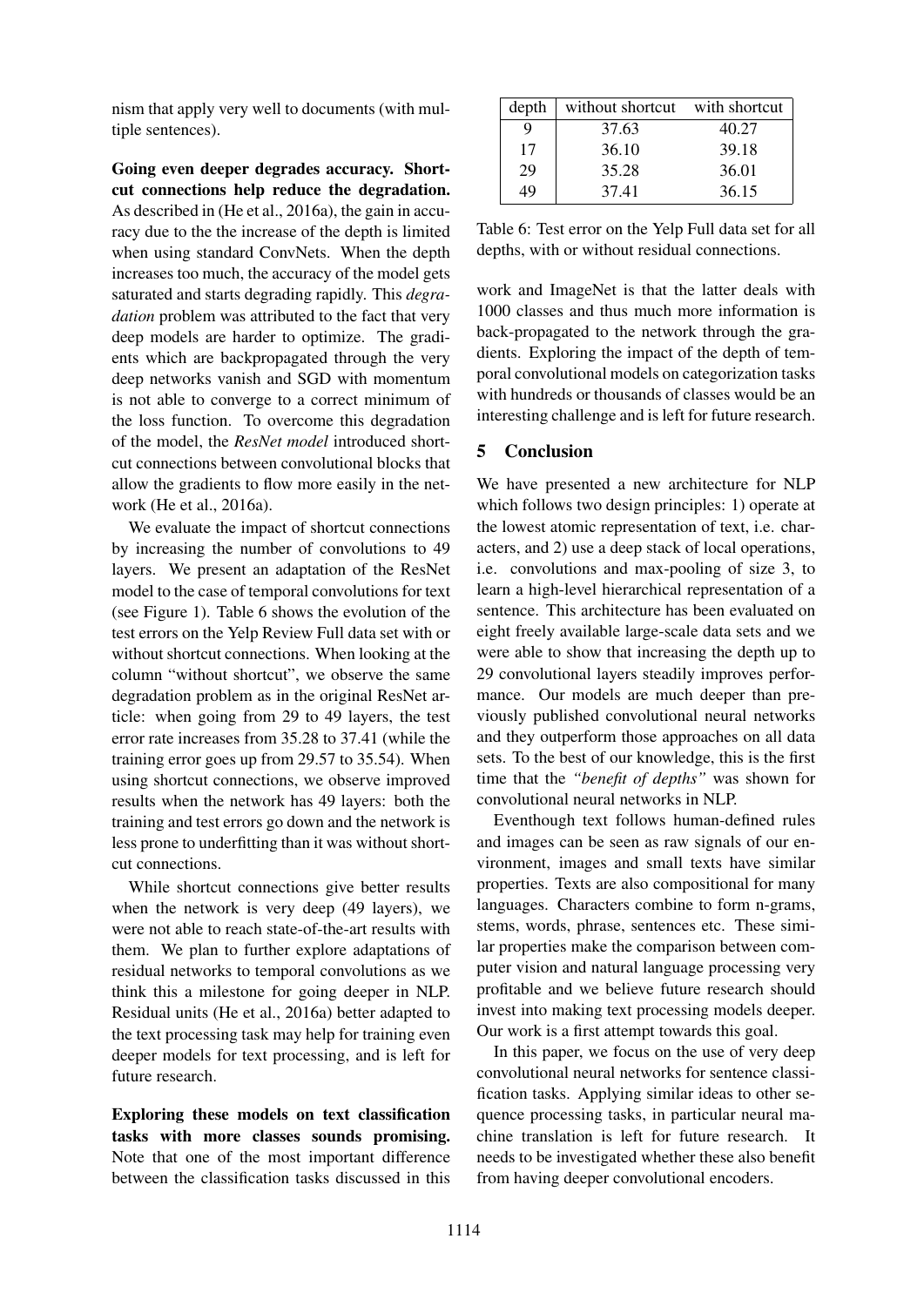nism that apply very well to documents (with multiple sentences).

**Going even deeper degrades accuracy. Shortcut connections help reduce the degradation.** As described in (He et al., 2016a), the gain in accuracy due to the the increase of the depth is limited when using standard ConvNets. When the depth increases too much, the accuracy of the model gets saturated and starts degrading rapidly. This *degradation* problem was attributed to the fact that very deep models are harder to optimize. The gradients which are backpropagated through the very deep networks vanish and SGD with momentum is not able to converge to a correct minimum of the loss function. To overcome this degradation of the model, the *ResNet model* introduced shortcut connections between convolutional blocks that allow the gradients to flow more easily in the network (He et al., 2016a).

We evaluate the impact of shortcut connections by increasing the number of convolutions to 49 layers. We present an adaptation of the ResNet model to the case of temporal convolutions for text (see Figure 1). Table 6 shows the evolution of the test errors on the Yelp Review Full data set with or without shortcut connections. When looking at the column "without shortcut", we observe the same degradation problem as in the original ResNet article: when going from 29 to 49 layers, the test error rate increases from 35.28 to 37.41 (while the training error goes up from 29.57 to 35.54). When using shortcut connections, we observe improved results when the network has 49 layers: both the training and test errors go down and the network is less prone to underfitting than it was without shortcut connections.

While shortcut connections give better results when the network is very deep (49 layers), we were not able to reach state-of-the-art results with them. We plan to further explore adaptations of residual networks to temporal convolutions as we think this a milestone for going deeper in NLP. Residual units (He et al., 2016a) better adapted to the text processing task may help for training even deeper models for text processing, and is left for future research.

**Exploring these models on text classification tasks with more classes sounds promising.** Note that one of the most important difference between the classification tasks discussed in this work and ImageNet is that the latter deals with 1000 classes and thus much more information is back-propagated to the network through the gradients. Exploring the impact of the depth of temporal convolutional models on categorization tasks with hundreds or thousands of classes would be an interesting challenge and is left for future research.

| depth | without shortcut | with shortcut |
|---|---|---|
| 9 | 37.63 | 40.27 |
| 17 | 36.10 | 39.18 |
| 29 | 35.28 | 36.01 |
| 49 | 37.41 | 36.15 |

Table 6: Test error on the Yelp Full data set for all depths, with or without residual connections.

## 5 Conclusion

We have presented a new architecture for NLP which follows two design principles: 1) operate at the lowest atomic representation of text, i.e. characters, and 2) use a deep stack of local operations, i.e. convolutions and max-pooling of size 3, to learn a high-level hierarchical representation of a sentence. This architecture has been evaluated on eight freely available large-scale data sets and we were able to show that increasing the depth up to 29 convolutional layers steadily improves performance. Our models are much deeper than previously published convolutional neural networks and they outperform those approaches on all data sets. To the best of our knowledge, this is the first time that the *"benefit of depths"* was shown for convolutional neural networks in NLP.

Eventhough text follows human-defined rules and images can be seen as raw signals of our environment, images and small texts have similar properties. Texts are also compositional for many languages. Characters combine to form n-grams, stems, words, phrase, sentences etc. These similar properties make the comparison between computer vision and natural language processing very profitable and we believe future research should invest into making text processing models deeper. Our work is a first attempt towards this goal.

In this paper, we focus on the use of very deep convolutional neural networks for sentence classification tasks. Applying similar ideas to other sequence processing tasks, in particular neural machine translation is left for future research. It needs to be investigated whether these also benefit from having deeper convolutional encoders.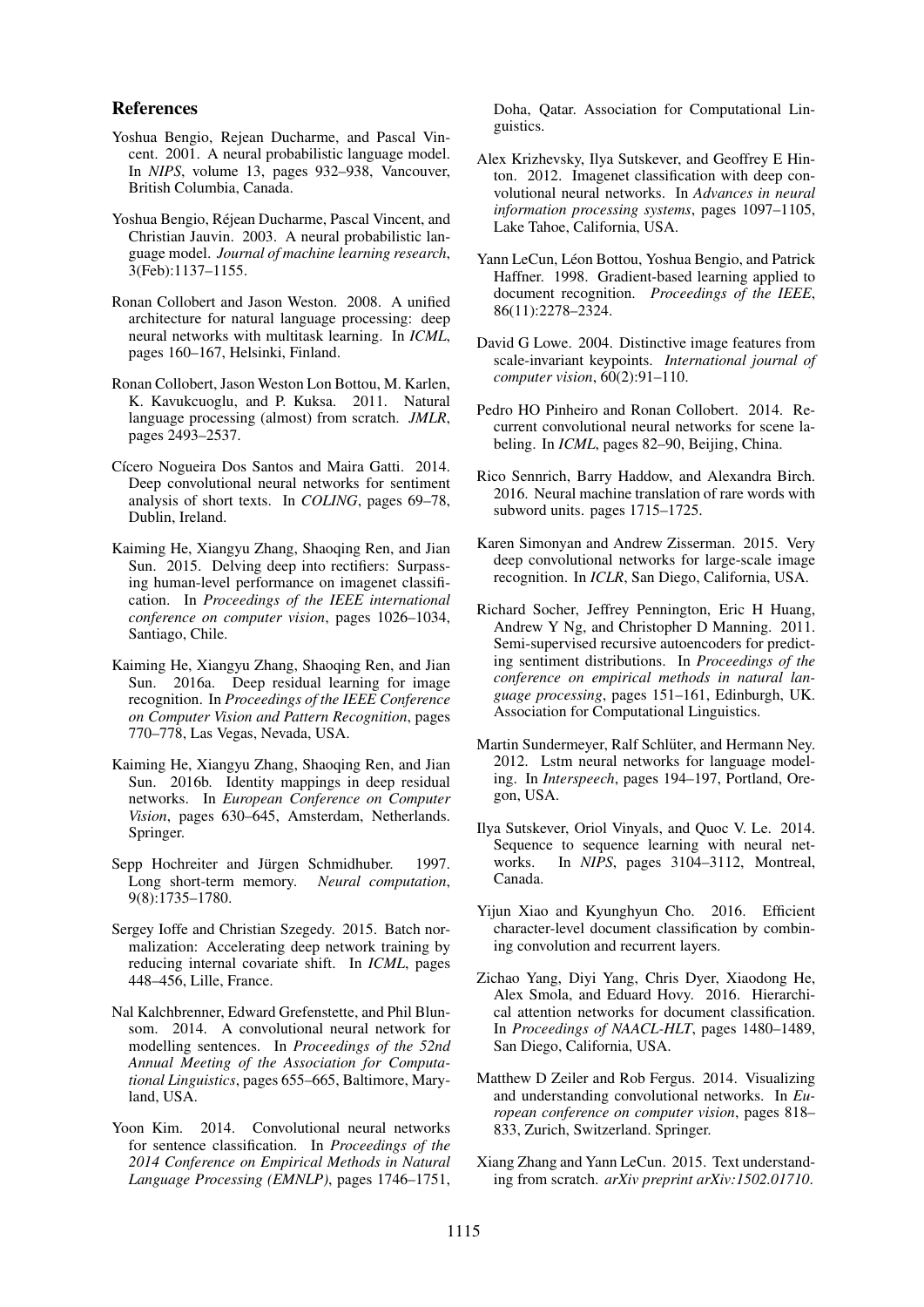## References

Yoshua Bengio, Rejean Ducharme, and Pascal Vincent. 2001. A neural probabilistic language model. In *NIPS*, volume 13, pages 932–938, Vancouver, British Columbia, Canada.

Yoshua Bengio, Réjean Ducharme, Pascal Vincent, and Christian Jauvin. 2003. A neural probabilistic language model. *Journal of machine learning research*, 3(Feb):1137–1155.

Ronan Collobert and Jason Weston. 2008. A unified architecture for natural language processing: deep neural networks with multitask learning. In *ICML*, pages 160–167, Helsinki, Finland.

Ronan Collobert, Jason Weston Lon Bottou, M. Karlen, K. Kavukcuoglu, and P. Kuksa. 2011. Natural language processing (almost) from scratch. *JMLR*, pages 2493–2537.

Cícero Nogueira Dos Santos and Maira Gatti. 2014. Deep convolutional neural networks for sentiment analysis of short texts. In *COLING*, pages 69–78, Dublin, Ireland.

Kaiming He, Xiangyu Zhang, Shaoqing Ren, and Jian Sun. 2015. Delving deep into rectifiers: Surpassing human-level performance on imagenet classification. In *Proceedings of the IEEE international conference on computer vision*, pages 1026–1034, Santiago, Chile.

Kaiming He, Xiangyu Zhang, Shaoqing Ren, and Jian Sun. 2016a. Deep residual learning for image recognition. In *Proceedings of the IEEE Conference on Computer Vision and Pattern Recognition*, pages 770–778, Las Vegas, Nevada, USA.

Kaiming He, Xiangyu Zhang, Shaoqing Ren, and Jian Sun. 2016b. Identity mappings in deep residual networks. In *European Conference on Computer Vision*, pages 630–645, Amsterdam, Netherlands. Springer.

Sepp Hochreiter and Jürgen Schmidhuber. 1997. Long short-term memory. *Neural computation*, 9(8):1735–1780.

Sergey Ioffe and Christian Szegedy. 2015. Batch normalization: Accelerating deep network training by reducing internal covariate shift. In *ICML*, pages 448–456, Lille, France.

Nal Kalchbrenner, Edward Grefenstette, and Phil Blunsom. 2014. A convolutional neural network for modelling sentences. In *Proceedings of the 52nd Annual Meeting of the Association for Computational Linguistics*, pages 655–665, Baltimore, Maryland, USA.

Yoon Kim. 2014. Convolutional neural networks for sentence classification. In *Proceedings of the 2014 Conference on Empirical Methods in Natural Language Processing (EMNLP)*, pages 1746–1751, Doha, Qatar. Association for Computational Linguistics.

Alex Krizhevsky, Ilya Sutskever, and Geoffrey E Hinton. 2012. Imagenet classification with deep convolutional neural networks. In *Advances in neural information processing systems*, pages 1097–1105, Lake Tahoe, California, USA.

Yann LeCun, Léon Bottou, Yoshua Bengio, and Patrick Haffner. 1998. Gradient-based learning applied to document recognition. *Proceedings of the IEEE*, 86(11):2278–2324.

David G Lowe. 2004. Distinctive image features from scale-invariant keypoints. *International journal of computer vision*, 60(2):91–110.

Pedro HO Pinheiro and Ronan Collobert. 2014. Recurrent convolutional neural networks for scene labeling. In *ICML*, pages 82–90, Beijing, China.

Rico Sennrich, Barry Haddow, and Alexandra Birch. 2016. Neural machine translation of rare words with subword units. pages 1715–1725.

Karen Simonyan and Andrew Zisserman. 2015. Very deep convolutional networks for large-scale image recognition. In *ICLR*, San Diego, California, USA.

Richard Socher, Jeffrey Pennington, Eric H Huang, Andrew Y Ng, and Christopher D Manning. 2011. Semi-supervised recursive autoencoders for predicting sentiment distributions. In *Proceedings of the conference on empirical methods in natural language processing*, pages 151–161, Edinburgh, UK. Association for Computational Linguistics.

Martin Sundermeyer, Ralf Schlüter, and Hermann Ney. 2012. Lstm neural networks for language modeling. In *Interspeech*, pages 194–197, Portland, Oregon, USA.

Ilya Sutskever, Oriol Vinyals, and Quoc V. Le. 2014. Sequence to sequence learning with neural networks. In *NIPS*, pages 3104–3112, Montreal, Canada.

Yijun Xiao and Kyunghyun Cho. 2016. Efficient character-level document classification by combining convolution and recurrent layers.

Zichao Yang, Diyi Yang, Chris Dyer, Xiaodong He, Alex Smola, and Eduard Hovy. 2016. Hierarchical attention networks for document classification. In *Proceedings of NAACL-HLT*, pages 1480–1489, San Diego, California, USA.

Matthew D Zeiler and Rob Fergus. 2014. Visualizing and understanding convolutional networks. In *European conference on computer vision*, pages 818–833, Zurich, Switzerland. Springer.

Xiang Zhang and Yann LeCun. 2015. Text understanding from scratch. *arXiv preprint arXiv:1502.01710*.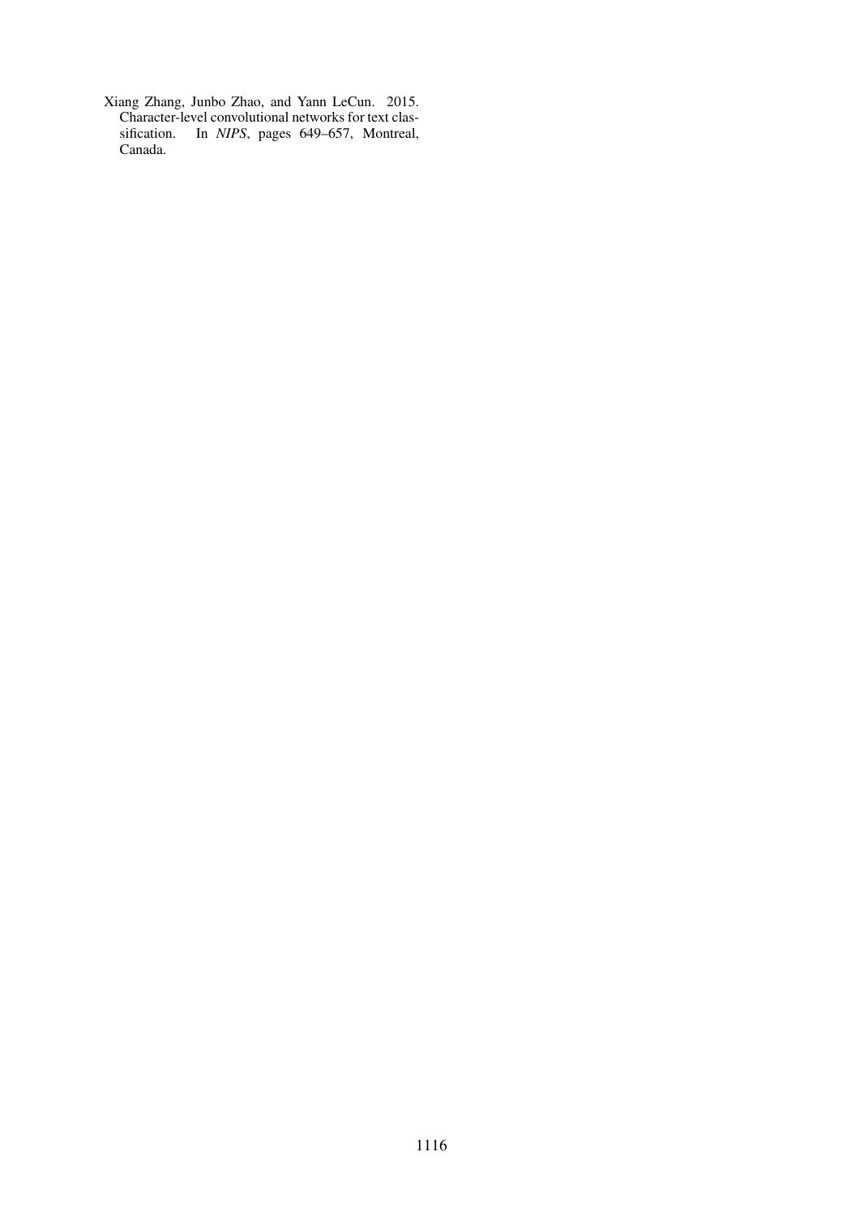Xiang Zhang, Junbo Zhao, and Yann LeCun. 2015. Character-level convolutional networks for text classification. In *NIPS*, pages 649–657, Montreal, Canada.